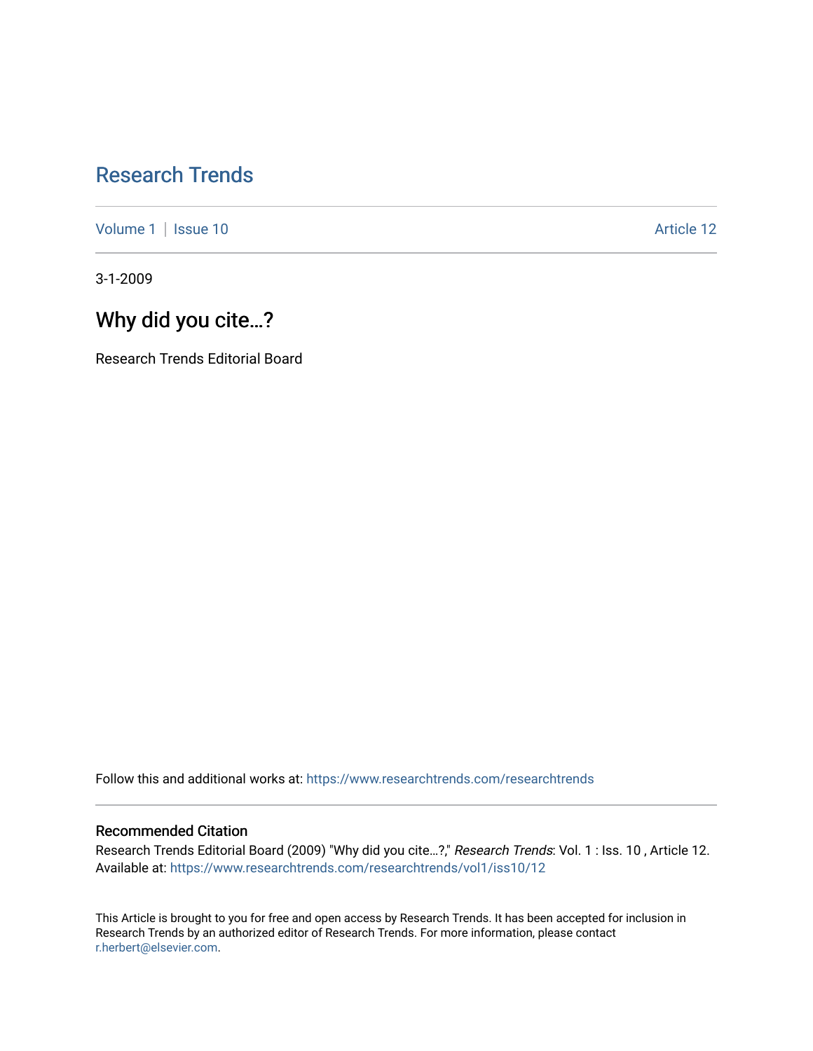# Research Trends

Volume 1 | Issue 10 Article 12

3-1-2009

## Why did you cite…?

Research Trends Editorial Board

Follow this and additional works at: https://www.researchtrends.com/researchtrends

### Recommended Citation

Research Trends Editorial Board (2009) "Why did you cite…?," *Research Trends*: Vol. 1 : Iss. 10 , Article 12.
Available at: https://www.researchtrends.com/researchtrends/vol1/iss10/12

This Article is brought to you for free and open access by Research Trends. It has been accepted for inclusion in Research Trends by an authorized editor of Research Trends. For more information, please contact r.herbert@elsevier.com.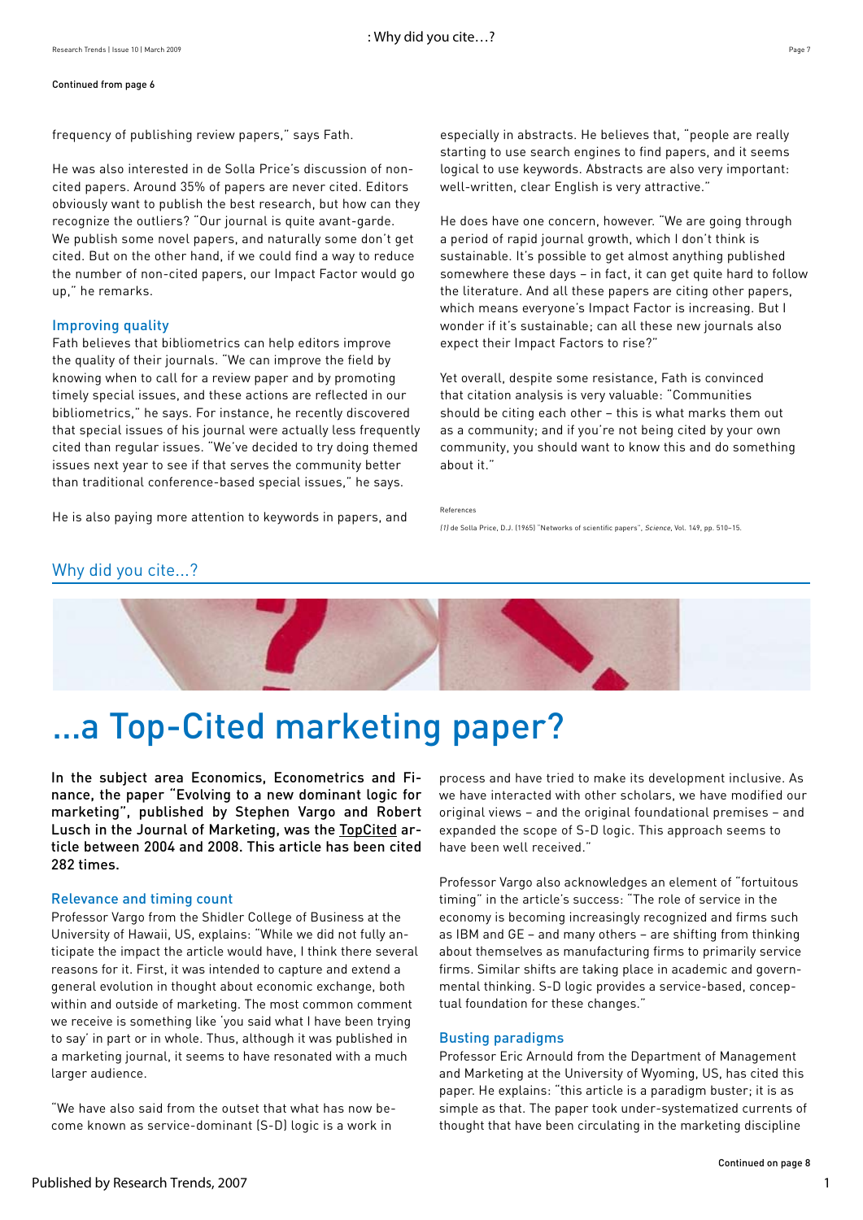Continued from page 6

frequency of publishing review papers," says Fath.

He was also interested in de Solla Price's discussion of non-cited papers. Around 35% of papers are never cited. Editors obviously want to publish the best research, but how can they recognize the outliers? "Our journal is quite avant-garde. We publish some novel papers, and naturally some don't get cited. But on the other hand, if we could find a way to reduce the number of non-cited papers, our Impact Factor would go up," he remarks.

### Improving quality

Fath believes that bibliometrics can help editors improve the quality of their journals. "We can improve the field by knowing when to call for a review paper and by promoting timely special issues, and these actions are reflected in our bibliometrics," he says. For instance, he recently discovered that special issues of his journal were actually less frequently cited than regular issues. "We've decided to try doing themed issues next year to see if that serves the community better than traditional conference-based special issues," he says.

He is also paying more attention to keywords in papers, and especially in abstracts. He believes that, "people are really starting to use search engines to find papers, and it seems logical to use keywords. Abstracts are also very important: well-written, clear English is very attractive."

He does have one concern, however. "We are going through a period of rapid journal growth, which I don't think is sustainable. It's possible to get almost anything published somewhere these days – in fact, it can get quite hard to follow the literature. And all these papers are citing other papers, which means everyone's Impact Factor is increasing. But I wonder if it's sustainable; can all these new journals also expect their Impact Factors to rise?"

Yet overall, despite some resistance, Fath is convinced that citation analysis is very valuable: "Communities should be citing each other – this is what marks them out as a community; and if you're not being cited by your own community, you should want to know this and do something about it."

References

(1) de Solla Price, D.J. (1965) "Networks of scientific papers", *Science*, Vol. 149, pp. 510–15.

## Why did you cite...?

# ...a Top-Cited marketing paper?

**In the subject area Economics, Econometrics and Finance, the paper "Evolving to a new dominant logic for marketing", published by Stephen Vargo and Robert Lusch in the Journal of Marketing, was the TopCited article between 2004 and 2008. This article has been cited 282 times.**

### Relevance and timing count

Professor Vargo from the Shidler College of Business at the University of Hawaii, US, explains: "While we did not fully anticipate the impact the article would have, I think there several reasons for it. First, it was intended to capture and extend a general evolution in thought about economic exchange, both within and outside of marketing. The most common comment we receive is something like 'you said what I have been trying to say' in part or in whole. Thus, although it was published in a marketing journal, it seems to have resonated with a much larger audience.

"We have also said from the outset that what has now become known as service-dominant (S-D) logic is a work in process and have tried to make its development inclusive. As we have interacted with other scholars, we have modified our original views – and the original foundational premises – and expanded the scope of S-D logic. This approach seems to have been well received."

Professor Vargo also acknowledges an element of "fortuitous timing" in the article's success: "The role of service in the economy is becoming increasingly recognized and firms such as IBM and GE – and many others – are shifting from thinking about themselves as manufacturing firms to primarily service firms. Similar shifts are taking place in academic and governmental thinking. S-D logic provides a service-based, conceptual foundation for these changes."

### Busting paradigms

Professor Eric Arnould from the Department of Management and Marketing at the University of Wyoming, US, has cited this paper. He explains: "this article is a paradigm buster; it is as simple as that. The paper took under-systematized currents of thought that have been circulating in the marketing discipline

Continued on page 8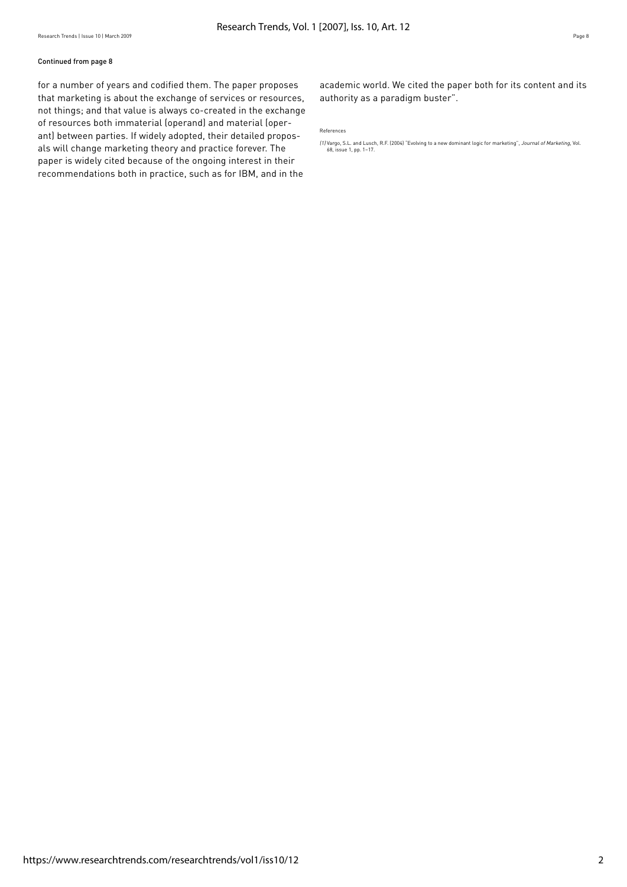Continued from page 8

for a number of years and codified them. The paper proposes that marketing is about the exchange of services or resources, not things; and that value is always co-created in the exchange of resources both immaterial (operand) and material (operant) between parties. If widely adopted, their detailed proposals will change marketing theory and practice forever. The paper is widely cited because of the ongoing interest in their recommendations both in practice, such as for IBM, and in the academic world. We cited the paper both for its content and its authority as a paradigm buster".

References

(1) Vargo, S.L. and Lusch, R.F. (2004) "Evolving to a new dominant logic for marketing", *Journal of Marketing*, Vol. 68, issue 1, pp. 1–17.